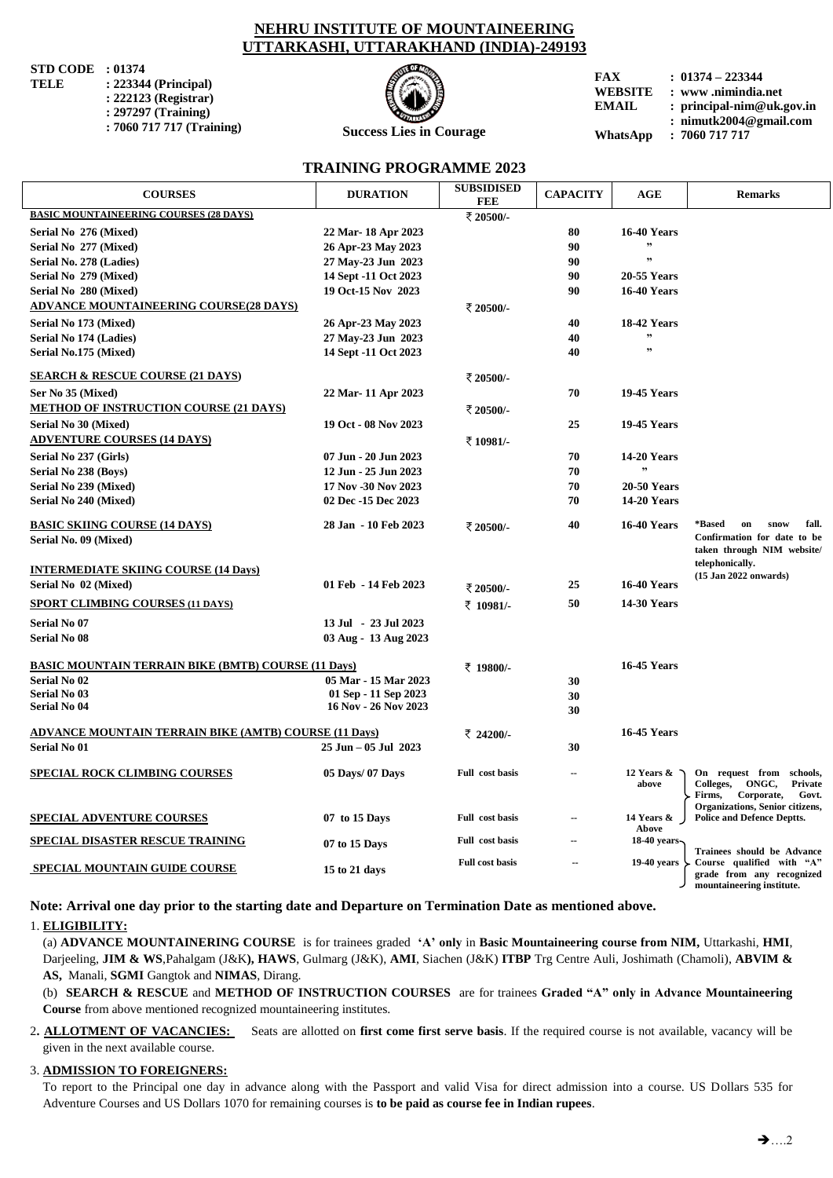# NEHRU INSTITUTE OF MOUNTAINEERING
# UTTARKASHI, UTTARAKHAND (INDIA)-249193

**STD CODE : 01374**
**TELE : 223344 (Principal)**
**: 222123 (Registrar)**
**: 297297 (Training)**
**: 7060 717 717 (Training)**

**Success Lies in Courage**

**FAX : 01374 – 223344**
**WEBSITE : www .nimindia.net**
**EMAIL : principal-nim@uk.gov.in**
**: nimutk2004@gmail.com**
**WhatsApp : 7060 717 717**

## TRAINING PROGRAMME 2023

| COURSES | DURATION | SUBSIDISED FEE | CAPACITY | AGE | Remarks |
|---|---|---|---|---|---|
| **BASIC MOUNTAINEERING COURSES (28 DAYS)** | | ₹ 20500/- | | | |
| Serial No 276 (Mixed) | 22 Mar- 18 Apr 2023 | | 80 | 16-40 Years | |
| Serial No 277 (Mixed) | 26 Apr-23 May 2023 | | 90 | ” | |
| Serial No. 278 (Ladies) | 27 May-23 Jun 2023 | | 90 | ” | |
| Serial No 279 (Mixed) | 14 Sept -11 Oct 2023 | | 90 | 20-55 Years | |
| Serial No 280 (Mixed) | 19 Oct-15 Nov 2023 | | 90 | 16-40 Years | |
| **ADVANCE MOUNTAINEERING COURSE(28 DAYS)** | | ₹ 20500/- | | | |
| Serial No 173 (Mixed) | 26 Apr-23 May 2023 | | 40 | 18-42 Years | |
| Serial No 174 (Ladies) | 27 May-23 Jun 2023 | | 40 | ” | |
| Serial No.175 (Mixed) | 14 Sept -11 Oct 2023 | | 40 | ” | |
| **SEARCH & RESCUE COURSE (21 DAYS)** | | ₹ 20500/- | | | |
| Ser No 35 (Mixed) | 22 Mar- 11 Apr 2023 | | 70 | 19-45 Years | |
| **METHOD OF INSTRUCTION COURSE (21 DAYS)** | | ₹ 20500/- | | | |
| Serial No 30 (Mixed) | 19 Oct - 08 Nov 2023 | | 25 | 19-45 Years | |
| **ADVENTURE COURSES (14 DAYS)** | | ₹ 10981/- | | | |
| Serial No 237 (Girls) | 07 Jun - 20 Jun 2023 | | 70 | 14-20 Years | |
| Serial No 238 (Boys) | 12 Jun - 25 Jun 2023 | | 70 | ” | |
| Serial No 239 (Mixed) | 17 Nov -30 Nov 2023 | | 70 | 20-50 Years | |
| Serial No 240 (Mixed) | 02 Dec -15 Dec 2023 | | 70 | 14-20 Years | |
| **BASIC SKIING COURSE (14 DAYS)** Serial No. 09 (Mixed) | 28 Jan - 10 Feb 2023 | ₹ 20500/- | 40 | 16-40 Years | *Based on snow fall. Confirmation for date to be taken through NIM website/ telephonically. (15 Jan 2022 onwards) |
| **INTERMEDIATE SKIING COURSE (14 Days)** | | | | | |
| Serial No 02 (Mixed) | 01 Feb - 14 Feb 2023 | ₹ 20500/- | 25 | 16-40 Years | |
| **SPORT CLIMBING COURSES (11 DAYS)** | | ₹ 10981/- | 50 | 14-30 Years | |
| Serial No 07 | 13 Jul - 23 Jul 2023 | | | | |
| Serial No 08 | 03 Aug - 13 Aug 2023 | | | | |
| **BASIC MOUNTAIN TERRAIN BIKE (BMTB) COURSE (11 Days)** | | ₹ 19800/- | | 16-45 Years | |
| Serial No 02 | 05 Mar - 15 Mar 2023 | | 30 | | |
| Serial No 03 | 01 Sep - 11 Sep 2023 | | 30 | | |
| Serial No 04 | 16 Nov - 26 Nov 2023 | | 30 | | |
| **ADVANCE MOUNTAIN TERRAIN BIKE (AMTB) COURSE (11 Days)** | | ₹ 24200/- | | 16-45 Years | |
| Serial No 01 | 25 Jun – 05 Jul 2023 | | 30 | | |
| **SPECIAL ROCK CLIMBING COURSES** | 05 Days/ 07 Days | Full cost basis | -- | 12 Years & above | On request from schools, Colleges, ONGC, Private Firms, Corporate, Govt. Organizations, Senior citizens, Police and Defence Deptts. |
| **SPECIAL ADVENTURE COURSES** | 07 to 15 Days | Full cost basis | -- | 14 Years & Above | |
| **SPECIAL DISASTER RESCUE TRAINING** | 07 to 15 Days | Full cost basis | -- | 18-40 years | Trainees should be Advance Course qualified with "A" grade from any recognized mountaineering institute. |
| **SPECIAL MOUNTAIN GUIDE COURSE** | 15 to 21 days | Full cost basis | -- | 19-40 years | |

**Note: Arrival one day prior to the starting date and Departure on Termination Date as mentioned above.**

1. **ELIGIBILITY:**

(a) **ADVANCE MOUNTAINERING COURSE** is for trainees graded **'A' only** in **Basic Mountaineering course from NIM,** Uttarkashi, **HMI**, Darjeeling, **JIM & WS**,Pahalgam (J&K**), HAWS**, Gulmarg (J&K), **AMI**, Siachen (J&K) **ITBP** Trg Centre Auli, Joshimath (Chamoli), **ABVIM & AS,** Manali, **SGMI** Gangtok and **NIMAS**, Dirang.

(b) **SEARCH & RESCUE** and **METHOD OF INSTRUCTION COURSES** are for trainees **Graded "A" only in Advance Mountaineering Course** from above mentioned recognized mountaineering institutes.

2. **ALLOTMENT OF VACANCIES:** Seats are allotted on **first come first serve basis**. If the required course is not available, vacancy will be given in the next available course.

3. **ADMISSION TO FOREIGNERS:**

To report to the Principal one day in advance along with the Passport and valid Visa for direct admission into a course. US Dollars 535 for Adventure Courses and US Dollars 1070 for remaining courses is **to be paid as course fee in Indian rupees**.

➔….2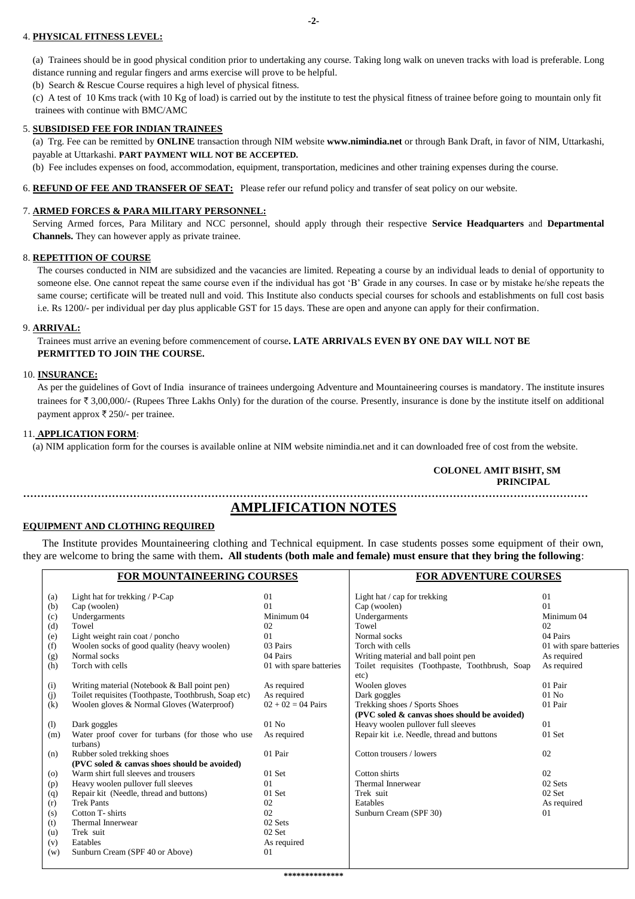4. **PHYSICAL FITNESS LEVEL:**

(a) Trainees should be in good physical condition prior to undertaking any course. Taking long walk on uneven tracks with load is preferable. Long distance running and regular fingers and arms exercise will prove to be helpful.

(b) Search & Rescue Course requires a high level of physical fitness.

(c) A test of 10 Kms track (with 10 Kg of load) is carried out by the institute to test the physical fitness of trainee before going to mountain only fit trainees with continue with BMC/AMC

5. **SUBSIDISED FEE FOR INDIAN TRAINEES**

(a) Trg. Fee can be remitted by **ONLINE** transaction through NIM website **www.nimindia.net** or through Bank Draft, in favor of NIM, Uttarkashi, payable at Uttarkashi. **PART PAYMENT WILL NOT BE ACCEPTED.**

(b) Fee includes expenses on food, accommodation, equipment, transportation, medicines and other training expenses during the course.

6. **REFUND OF FEE AND TRANSFER OF SEAT:** Please refer our refund policy and transfer of seat policy on our website.

7. **ARMED FORCES & PARA MILITARY PERSONNEL:**

Serving Armed forces, Para Military and NCC personnel, should apply through their respective **Service Headquarters** and **Departmental Channels.** They can however apply as private trainee.

8. **REPETITION OF COURSE**

The courses conducted in NIM are subsidized and the vacancies are limited. Repeating a course by an individual leads to denial of opportunity to someone else. One cannot repeat the same course even if the individual has got 'B' Grade in any courses. In case or by mistake he/she repeats the same course; certificate will be treated null and void. This Institute also conducts special courses for schools and establishments on full cost basis i.e. Rs 1200/- per individual per day plus applicable GST for 15 days. These are open and anyone can apply for their confirmation.

9. **ARRIVAL:**

Trainees must arrive an evening before commencement of course**. LATE ARRIVALS EVEN BY ONE DAY WILL NOT BE PERMITTED TO JOIN THE COURSE.**

10. **INSURANCE:**

As per the guidelines of Govt of India insurance of trainees undergoing Adventure and Mountaineering courses is mandatory. The institute insures trainees for ₹ 3,00,000/- (Rupees Three Lakhs Only) for the duration of the course. Presently, insurance is done by the institute itself on additional payment approx ₹ 250/- per trainee.

11. **APPLICATION FORM**:

(a) NIM application form for the courses is available online at NIM website nimindia.net and it can downloaded free of cost from the website.

**COLONEL AMIT BISHT, SM**
**PRINCIPAL**

……………………………………………………………………………………………………………………………………

# AMPLIFICATION NOTES

**EQUIPMENT AND CLOTHING REQUIRED**

The Institute provides Mountaineering clothing and Technical equipment. In case students posses some equipment of their own, they are welcome to bring the same with them**. All students (both male and female) must ensure that they bring the following**:

**FOR MOUNTAINEERING COURSES**

| | | |
|---|---|---|
| (a) | Light hat for trekking / P-Cap | 01 |
| (b) | Cap (woolen) | 01 |
| (c) | Undergarments | Minimum 04 |
| (d) | Towel | 02 |
| (e) | Light weight rain coat / poncho | 01 |
| (f) | Woolen socks of good quality (heavy woolen) | 03 Pairs |
| (g) | Normal socks | 04 Pairs |
| (h) | Torch with cells | 01 with spare batteries |
| (i) | Writing material (Notebook & Ball point pen) | As required |
| (j) | Toilet requisites (Toothpaste, Toothbrush, Soap etc) | As required |
| (k) | Woolen gloves & Normal Gloves (Waterproof) | 02 + 02 = 04 Pairs |
| (l) | Dark goggles | 01 No |
| (m) | Water proof cover for turbans (for those who use turbans) | As required |
| (n) | Rubber soled trekking shoes **(PVC soled & canvas shoes should be avoided)** | 01 Pair |
| (o) | Warm shirt full sleeves and trousers | 01 Set |
| (p) | Heavy woolen pullover full sleeves | 01 |
| (q) | Repair kit (Needle, thread and buttons) | 01 Set |
| (r) | Trek Pants | 02 |
| (s) | Cotton T- shirts | 02 |
| (t) | Thermal Innerwear | 02 Sets |
| (u) | Trek suit | 02 Set |
| (v) | Eatables | As required |
| (w) | Sunburn Cream (SPF 40 or Above) | 01 |

**FOR ADVENTURE COURSES**

| | |
|---|---|
| Light hat / cap for trekking | 01 |
| Cap (woolen) | 01 |
| Undergarments | Minimum 04 |
| Towel | 02 |
| Normal socks | 04 Pairs |
| Torch with cells | 01 with spare batteries |
| Writing material and ball point pen | As required |
| Toilet requisites (Toothpaste, Toothbrush, Soap etc) | As required |
| Woolen gloves | 01 Pair |
| Dark goggles | 01 No |
| Trekking shoes / Sports Shoes **(PVC soled & canvas shoes should be avoided)** | 01 Pair |
| Heavy woolen pullover full sleeves | 01 |
| Repair kit i.e. Needle, thread and buttons | 01 Set |
| Cotton trousers / lowers | 02 |
| Cotton shirts | 02 |
| Thermal Innerwear | 02 Sets |
| Trek suit | 02 Set |
| Eatables | As required |
| Sunburn Cream (SPF 30) | 01 |

**************